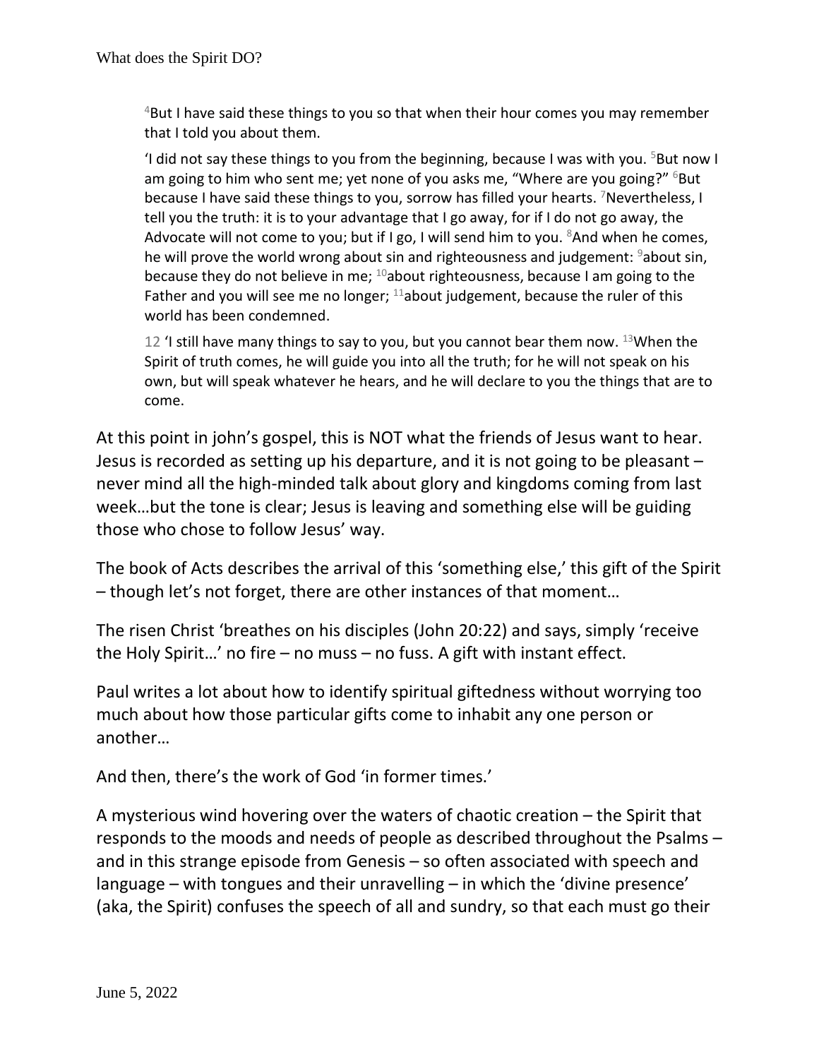> [4]But I have said these things to you so that when their hour comes you may remember that I told you about them.
>
> 'I did not say these things to you from the beginning, because I was with you. [5]But now I am going to him who sent me; yet none of you asks me, "Where are you going?" [6]But because I have said these things to you, sorrow has filled your hearts. [7]Nevertheless, I tell you the truth: it is to your advantage that I go away, for if I do not go away, the Advocate will not come to you; but if I go, I will send him to you. [8]And when he comes, he will prove the world wrong about sin and righteousness and judgement: [9]about sin, because they do not believe in me; [10]about righteousness, because I am going to the Father and you will see me no longer; [11]about judgement, because the ruler of this world has been condemned.
>
> 12 'I still have many things to say to you, but you cannot bear them now. [13]When the Spirit of truth comes, he will guide you into all the truth; for he will not speak on his own, but will speak whatever he hears, and he will declare to you the things that are to come.

At this point in john's gospel, this is NOT what the friends of Jesus want to hear. Jesus is recorded as setting up his departure, and it is not going to be pleasant – never mind all the high-minded talk about glory and kingdoms coming from last week…but the tone is clear; Jesus is leaving and something else will be guiding those who chose to follow Jesus' way.

The book of Acts describes the arrival of this 'something else,' this gift of the Spirit – though let's not forget, there are other instances of that moment…

The risen Christ 'breathes on his disciples (John 20:22) and says, simply 'receive the Holy Spirit…' no fire – no muss – no fuss. A gift with instant effect.

Paul writes a lot about how to identify spiritual giftedness without worrying too much about how those particular gifts come to inhabit any one person or another…

And then, there's the work of God 'in former times.'

A mysterious wind hovering over the waters of chaotic creation – the Spirit that responds to the moods and needs of people as described throughout the Psalms – and in this strange episode from Genesis – so often associated with speech and language – with tongues and their unravelling – in which the 'divine presence' (aka, the Spirit) confuses the speech of all and sundry, so that each must go their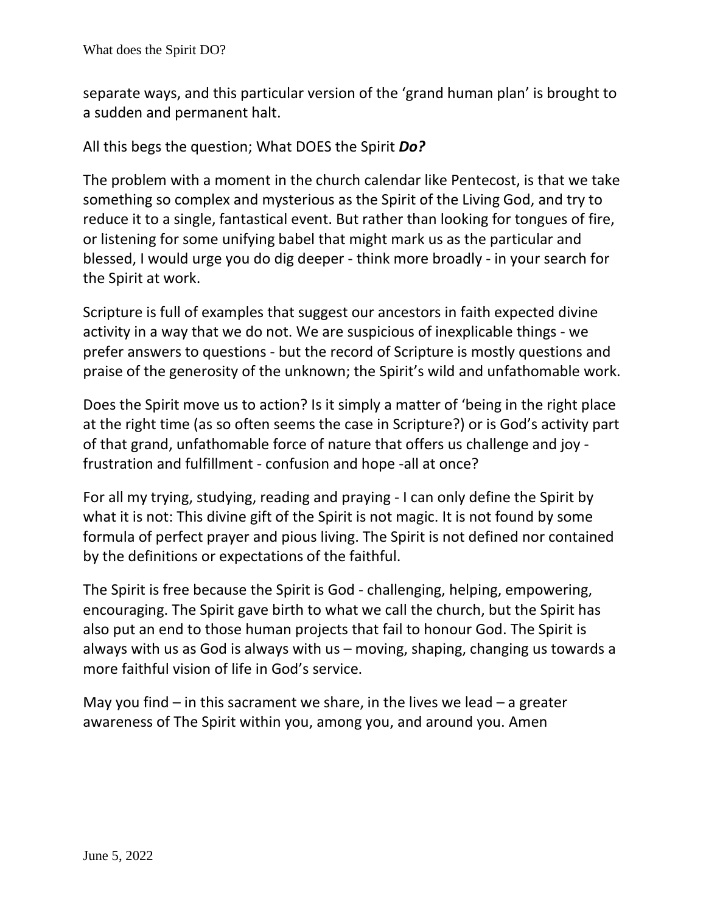separate ways, and this particular version of the 'grand human plan' is brought to a sudden and permanent halt.

All this begs the question; What DOES the Spirit ***Do?***

The problem with a moment in the church calendar like Pentecost, is that we take something so complex and mysterious as the Spirit of the Living God, and try to reduce it to a single, fantastical event. But rather than looking for tongues of fire, or listening for some unifying babel that might mark us as the particular and blessed, I would urge you do dig deeper - think more broadly - in your search for the Spirit at work.

Scripture is full of examples that suggest our ancestors in faith expected divine activity in a way that we do not. We are suspicious of inexplicable things - we prefer answers to questions - but the record of Scripture is mostly questions and praise of the generosity of the unknown; the Spirit's wild and unfathomable work.

Does the Spirit move us to action? Is it simply a matter of 'being in the right place at the right time (as so often seems the case in Scripture?) or is God's activity part of that grand, unfathomable force of nature that offers us challenge and joy - frustration and fulfillment - confusion and hope -all at once?

For all my trying, studying, reading and praying - I can only define the Spirit by what it is not: This divine gift of the Spirit is not magic. It is not found by some formula of perfect prayer and pious living. The Spirit is not defined nor contained by the definitions or expectations of the faithful.

The Spirit is free because the Spirit is God - challenging, helping, empowering, encouraging. The Spirit gave birth to what we call the church, but the Spirit has also put an end to those human projects that fail to honour God. The Spirit is always with us as God is always with us – moving, shaping, changing us towards a more faithful vision of life in God's service.

May you find – in this sacrament we share, in the lives we lead – a greater awareness of The Spirit within you, among you, and around you. Amen